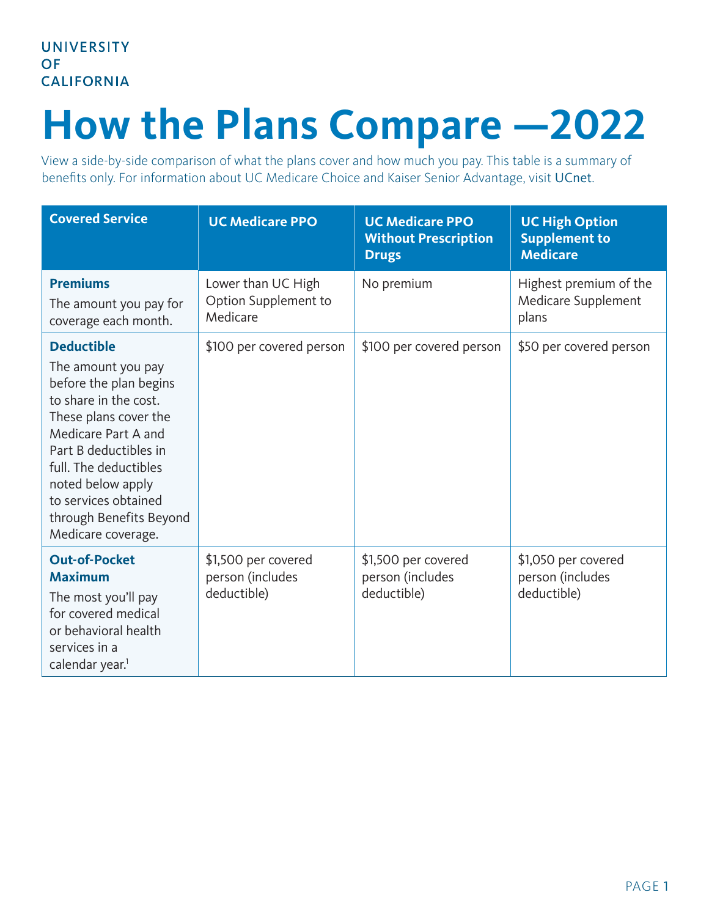UNIVERSITY OF CALIFORNIA

# How the Plans Compare —2022

View a side-by-side comparison of what the plans cover and how much you pay. This table is a summary of benefits only. For information about UC Medicare Choice and Kaiser Senior Advantage, visit UCnet.

| Covered Service | UC Medicare PPO | UC Medicare PPO Without Prescription Drugs | UC High Option Supplement to Medicare |
|---|---|---|---|
| **Premiums** The amount you pay for coverage each month. | Lower than UC High Option Supplement to Medicare | No premium | Highest premium of the Medicare Supplement plans |
| **Deductible** The amount you pay before the plan begins to share in the cost. These plans cover the Medicare Part A and Part B deductibles in full. The deductibles noted below apply to services obtained through Benefits Beyond Medicare coverage. | $100 per covered person | $100 per covered person | $50 per covered person |
| **Out-of-Pocket Maximum** The most you'll pay for covered medical or behavioral health services in a calendar year.[1] | $1,500 per covered person (includes deductible) | $1,500 per covered person (includes deductible) | $1,050 per covered person (includes deductible) |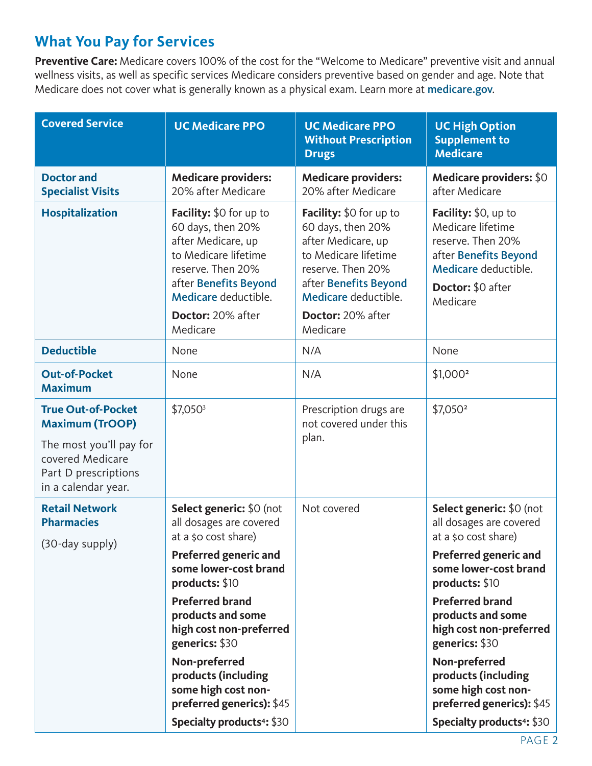## What You Pay for Services

**Preventive Care:** Medicare covers 100% of the cost for the "Welcome to Medicare" preventive visit and annual wellness visits, as well as specific services Medicare considers preventive based on gender and age. Note that Medicare does not cover what is generally known as a physical exam. Learn more at **medicare.gov**.

| Covered Service | UC Medicare PPO | UC Medicare PPO Without Prescription Drugs | UC High Option Supplement to Medicare |
|---|---|---|---|
| **Doctor and Specialist Visits** | **Medicare providers:** 20% after Medicare | **Medicare providers:** 20% after Medicare | **Medicare providers:** $0 after Medicare |
| **Hospitalization** | **Facility:** $0 for up to 60 days, then 20% after Medicare, up to Medicare lifetime reserve. Then 20% after Benefits Beyond Medicare deductible. **Doctor:** 20% after Medicare | **Facility:** $0 for up to 60 days, then 20% after Medicare, up to Medicare lifetime reserve. Then 20% after Benefits Beyond Medicare deductible. **Doctor:** 20% after Medicare | **Facility:** $0, up to Medicare lifetime reserve. Then 20% after Benefits Beyond Medicare deductible. **Doctor:** $0 after Medicare |
| **Deductible** | None | N/A | None |
| **Out-of-Pocket Maximum** | None | N/A | $1,000[2] |
| **True Out-of-Pocket Maximum (TrOOP)** The most you'll pay for covered Medicare Part D prescriptions in a calendar year. | $7,050[3] | Prescription drugs are not covered under this plan. | $7,050[2] |
| **Retail Network Pharmacies** (30-day supply) | **Select generic:** $0 (not all dosages are covered at a $0 cost share) **Preferred generic and some lower-cost brand products:** $10 **Preferred brand products and some high cost non-preferred generics:** $30 **Non-preferred products (including some high cost non-preferred generics):** $45 **Specialty products[4]:** $30 | Not covered | **Select generic:** $0 (not all dosages are covered at a $0 cost share) **Preferred generic and some lower-cost brand products:** $10 **Preferred brand products and some high cost non-preferred generics:** $30 **Non-preferred products (including some high cost non-preferred generics):** $45 **Specialty products[4]:** $30 |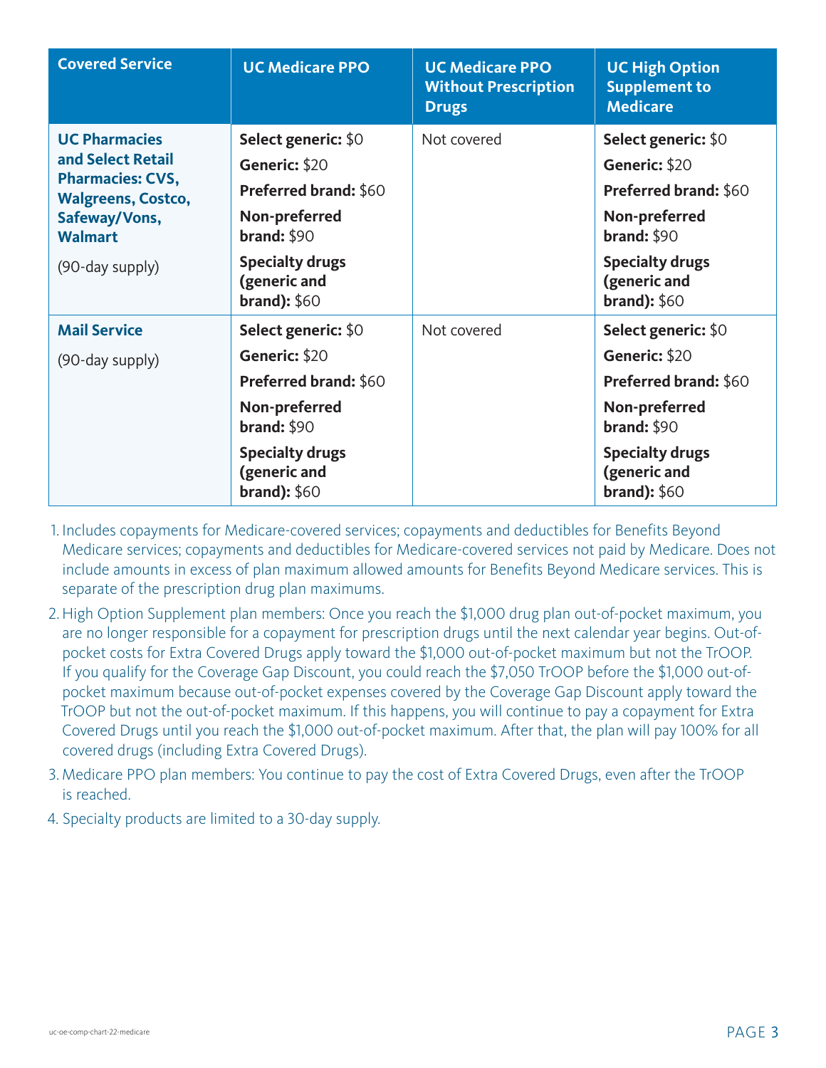| Covered Service | UC Medicare PPO | UC Medicare PPO Without Prescription Drugs | UC High Option Supplement to Medicare |
|---|---|---|---|
| **UC Pharmacies and Select Retail Pharmacies: CVS, Walgreens, Costco, Safeway/Vons, Walmart** (90-day supply) | **Select generic:** $0<br>**Generic:** $20<br>**Preferred brand:** $60<br>**Non-preferred brand:** $90<br>**Specialty drugs (generic and brand):** $60 | Not covered | **Select generic:** $0<br>**Generic:** $20<br>**Preferred brand:** $60<br>**Non-preferred brand:** $90<br>**Specialty drugs (generic and brand):** $60 |
| **Mail Service** (90-day supply) | **Select generic:** $0<br>**Generic:** $20<br>**Preferred brand:** $60<br>**Non-preferred brand:** $90<br>**Specialty drugs (generic and brand):** $60 | Not covered | **Select generic:** $0<br>**Generic:** $20<br>**Preferred brand:** $60<br>**Non-preferred brand:** $90<br>**Specialty drugs (generic and brand):** $60 |

1. Includes copayments for Medicare-covered services; copayments and deductibles for Benefits Beyond Medicare services; copayments and deductibles for Medicare-covered services not paid by Medicare. Does not include amounts in excess of plan maximum allowed amounts for Benefits Beyond Medicare services. This is separate of the prescription drug plan maximums.
2. High Option Supplement plan members: Once you reach the $1,000 drug plan out-of-pocket maximum, you are no longer responsible for a copayment for prescription drugs until the next calendar year begins. Out-of-pocket costs for Extra Covered Drugs apply toward the $1,000 out-of-pocket maximum but not the TrOOP. If you qualify for the Coverage Gap Discount, you could reach the $7,050 TrOOP before the $1,000 out-of-pocket maximum because out-of-pocket expenses covered by the Coverage Gap Discount apply toward the TrOOP but not the out-of-pocket maximum. If this happens, you will continue to pay a copayment for Extra Covered Drugs until you reach the $1,000 out-of-pocket maximum. After that, the plan will pay 100% for all covered drugs (including Extra Covered Drugs).
3. Medicare PPO plan members: You continue to pay the cost of Extra Covered Drugs, even after the TrOOP is reached.
4. Specialty products are limited to a 30-day supply.